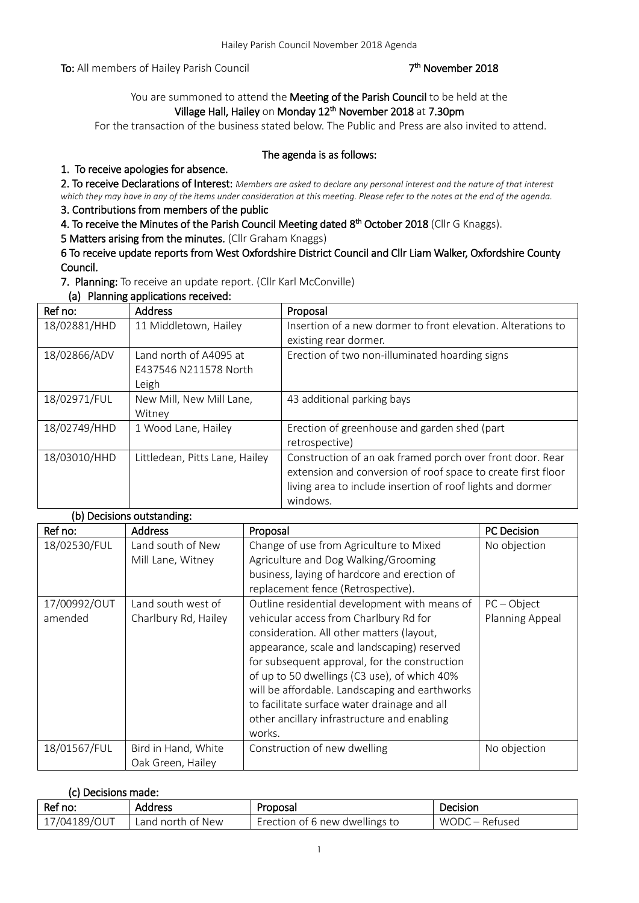**To:** All members of Hailey Parish Council **7th November 2018**

You are summoned to attend the **Meeting of the Parish Council** to be held at the **Village Hall, Hailey** on **Monday 12th November 2018** at **7.30pm**

For the transaction of the business stated below. The Public and Press are also invited to attend.

**The agenda is as follows:**

**1. To receive apologies for absence.**

**2. To receive Declarations of Interest:** *Members are asked to declare any personal interest and the nature of that interest which they may have in any of the items under consideration at this meeting. Please refer to the notes at the end of the agenda.*

**3. Contributions from members of the public**

**4. To receive the Minutes of the Parish Council Meeting dated 8th October 2018** (Cllr G Knaggs).

**5 Matters arising from the minutes.** (Cllr Graham Knaggs)

**6 To receive update reports from West Oxfordshire District Council and Cllr Liam Walker, Oxfordshire County Council.**

**7. Planning:** To receive an update report. (Cllr Karl McConville)

**(a) Planning applications received:**

| Ref no: | Address | Proposal |
|---|---|---|
| 18/02881/HHD | 11 Middletown, Hailey | Insertion of a new dormer to front elevation. Alterations to existing rear dormer. |
| 18/02866/ADV | Land north of A4095 at E437546 N211578 North Leigh | Erection of two non-illuminated hoarding signs |
| 18/02971/FUL | New Mill, New Mill Lane, Witney | 43 additional parking bays |
| 18/02749/HHD | 1 Wood Lane, Hailey | Erection of greenhouse and garden shed (part retrospective) |
| 18/03010/HHD | Littledean, Pitts Lane, Hailey | Construction of an oak framed porch over front door. Rear extension and conversion of roof space to create first floor living area to include insertion of roof lights and dormer windows. |

**(b) Decisions outstanding:**

| Ref no: | Address | Proposal | PC Decision |
|---|---|---|---|
| 18/02530/FUL | Land south of New Mill Lane, Witney | Change of use from Agriculture to Mixed Agriculture and Dog Walking/Grooming business, laying of hardcore and erection of replacement fence (Retrospective). | No objection |
| 17/00992/OUT amended | Land south west of Charlbury Rd, Hailey | Outline residential development with means of vehicular access from Charlbury Rd for consideration. All other matters (layout, appearance, scale and landscaping) reserved for subsequent approval, for the construction of up to 50 dwellings (C3 use), of which 40% will be affordable. Landscaping and earthworks to facilitate surface water drainage and all other ancillary infrastructure and enabling works. | PC – Object Planning Appeal |
| 18/01567/FUL | Bird in Hand, White Oak Green, Hailey | Construction of new dwelling | No objection |

**(c) Decisions made:**

| Ref no: | Address | Proposal | Decision |
|---|---|---|---|
| 17/04189/OUT | Land north of New | Erection of 6 new dwellings to | WODC – Refused |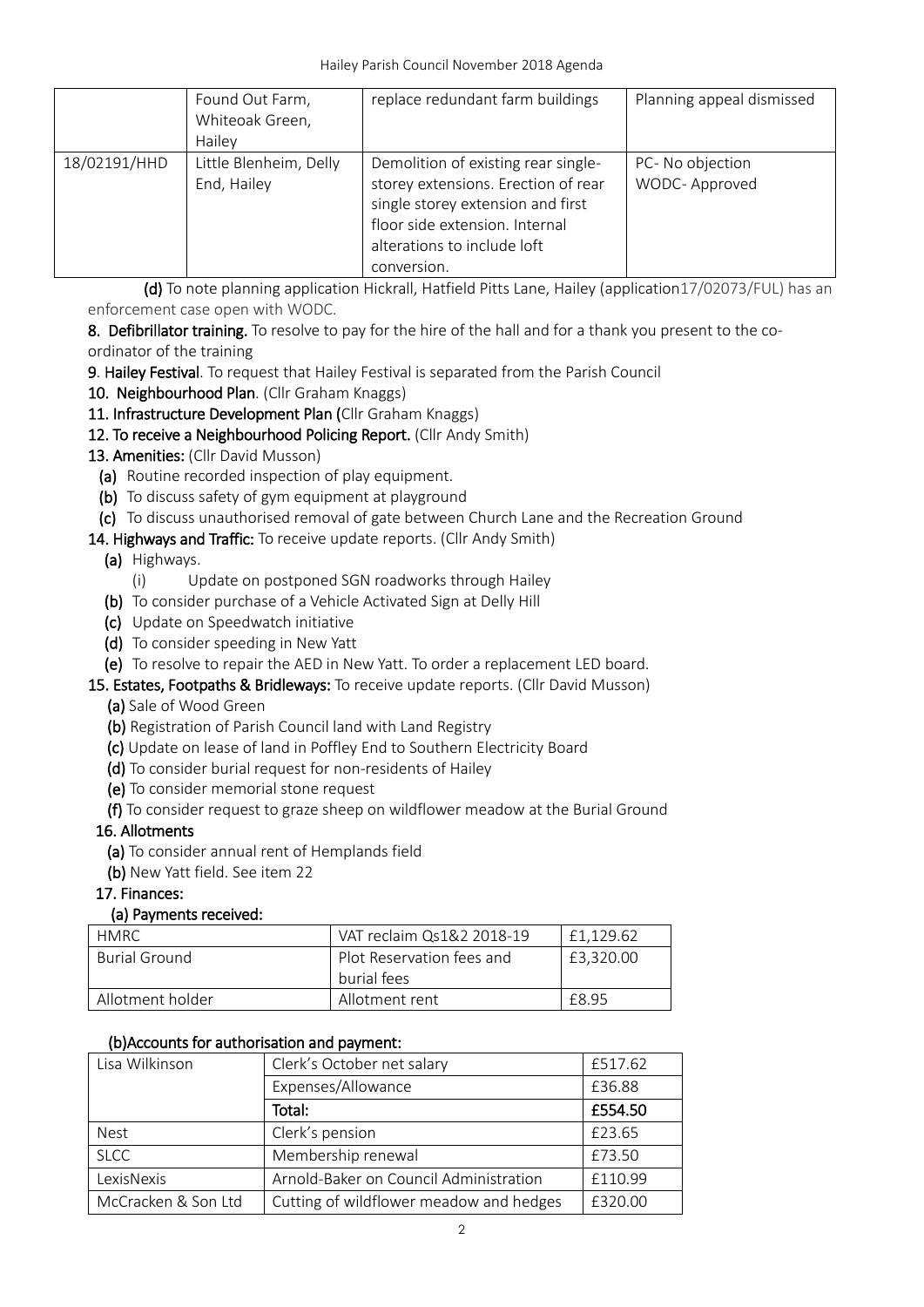| | Found Out Farm, Whiteoak Green, Hailey | replace redundant farm buildings | Planning appeal dismissed |
|---|---|---|---|
| 18/02191/HHD | Little Blenheim, Delly End, Hailey | Demolition of existing rear single-storey extensions. Erection of rear single storey extension and first floor side extension. Internal alterations to include loft conversion. | PC- No objection<br>WODC- Approved |

**(d)** To note planning application Hickrall, Hatfield Pitts Lane, Hailey (application17/02073/FUL) has an enforcement case open with WODC.

**8. Defibrillator training.** To resolve to pay for the hire of the hall and for a thank you present to the co-ordinator of the training

**9. Hailey Festival**. To request that Hailey Festival is separated from the Parish Council

**10. Neighbourhood Plan**. (Cllr Graham Knaggs)

**11. Infrastructure Development Plan (**Cllr Graham Knaggs)

**12. To receive a Neighbourhood Policing Report.** (Cllr Andy Smith)

**13. Amenities:** (Cllr David Musson)

- **(a)** Routine recorded inspection of play equipment.
- **(b)** To discuss safety of gym equipment at playground
- **(c)** To discuss unauthorised removal of gate between Church Lane and the Recreation Ground

**14. Highways and Traffic:** To receive update reports. (Cllr Andy Smith)

- **(a)** Highways.
  - (i) Update on postponed SGN roadworks through Hailey
- **(b)** To consider purchase of a Vehicle Activated Sign at Delly Hill
- **(c)** Update on Speedwatch initiative
- **(d)** To consider speeding in New Yatt
- **(e)** To resolve to repair the AED in New Yatt. To order a replacement LED board.

**15. Estates, Footpaths & Bridleways:** To receive update reports. (Cllr David Musson)

- **(a)** Sale of Wood Green
- **(b)** Registration of Parish Council land with Land Registry
- **(c)** Update on lease of land in Poffley End to Southern Electricity Board
- **(d)** To consider burial request for non-residents of Hailey
- **(e)** To consider memorial stone request
- **(f)** To consider request to graze sheep on wildflower meadow at the Burial Ground

**16. Allotments**

- **(a)** To consider annual rent of Hemplands field
- **(b)** New Yatt field. See item 22

**17. Finances:**

**(a) Payments received:**

| HMRC | VAT reclaim Qs1&2 2018-19 | £1,129.62 |
|---|---|---|
| Burial Ground | Plot Reservation fees and burial fees | £3,320.00 |
| Allotment holder | Allotment rent | £8.95 |

**(b)Accounts for authorisation and payment:**

| Lisa Wilkinson | Clerk's October net salary | £517.62 |
|---|---|---|
| | Expenses/Allowance | £36.88 |
| | **Total:** | **£554.50** |
| Nest | Clerk's pension | £23.65 |
| SLCC | Membership renewal | £73.50 |
| LexisNexis | Arnold-Baker on Council Administration | £110.99 |
| McCracken & Son Ltd | Cutting of wildflower meadow and hedges | £320.00 |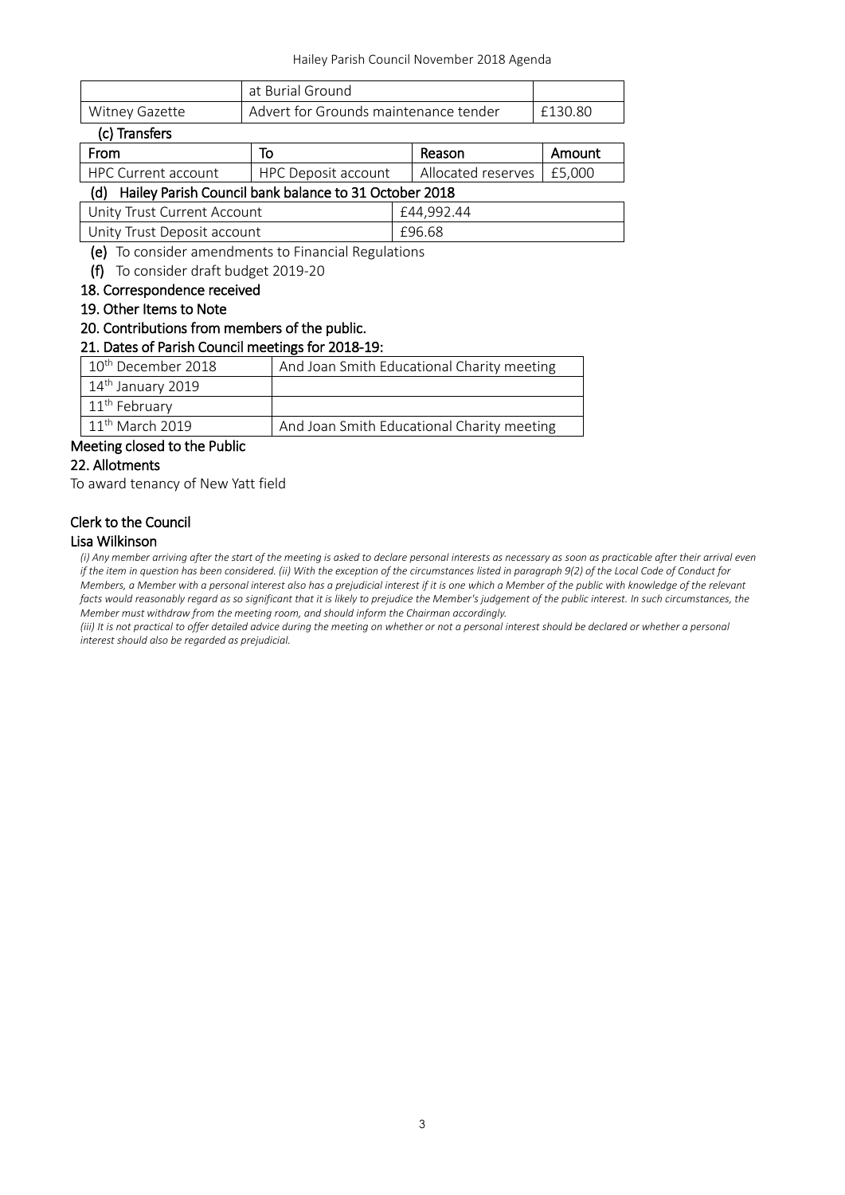| | at Burial Ground | |
|---|---|---|
| Witney Gazette | Advert for Grounds maintenance tender | £130.80 |

**(c) Transfers**

| From | To | Reason | Amount |
|---|---|---|---|
| HPC Current account | HPC Deposit account | Allocated reserves | £5,000 |

**(d) Hailey Parish Council bank balance to 31 October 2018**

| | |
|---|---|
| Unity Trust Current Account | £44,992.44 |
| Unity Trust Deposit account | £96.68 |

**(e)** To consider amendments to Financial Regulations

**(f)** To consider draft budget 2019-20

**18. Correspondence received**

**19. Other Items to Note**

**20. Contributions from members of the public.**

**21. Dates of Parish Council meetings for 2018-19:**

| | |
|---|---|
| 10th December 2018 | And Joan Smith Educational Charity meeting |
| 14th January 2019 | |
| 11th February | |
| 11th March 2019 | And Joan Smith Educational Charity meeting |

**Meeting closed to the Public**

**22. Allotments**

To award tenancy of New Yatt field

**Clerk to the Council**

**Lisa Wilkinson**

*(i) Any member arriving after the start of the meeting is asked to declare personal interests as necessary as soon as practicable after their arrival even if the item in question has been considered. (ii) With the exception of the circumstances listed in paragraph 9(2) of the Local Code of Conduct for Members, a Member with a personal interest also has a prejudicial interest if it is one which a Member of the public with knowledge of the relevant facts would reasonably regard as so significant that it is likely to prejudice the Member's judgement of the public interest. In such circumstances, the Member must withdraw from the meeting room, and should inform the Chairman accordingly.*

*(iii) It is not practical to offer detailed advice during the meeting on whether or not a personal interest should be declared or whether a personal interest should also be regarded as prejudicial.*